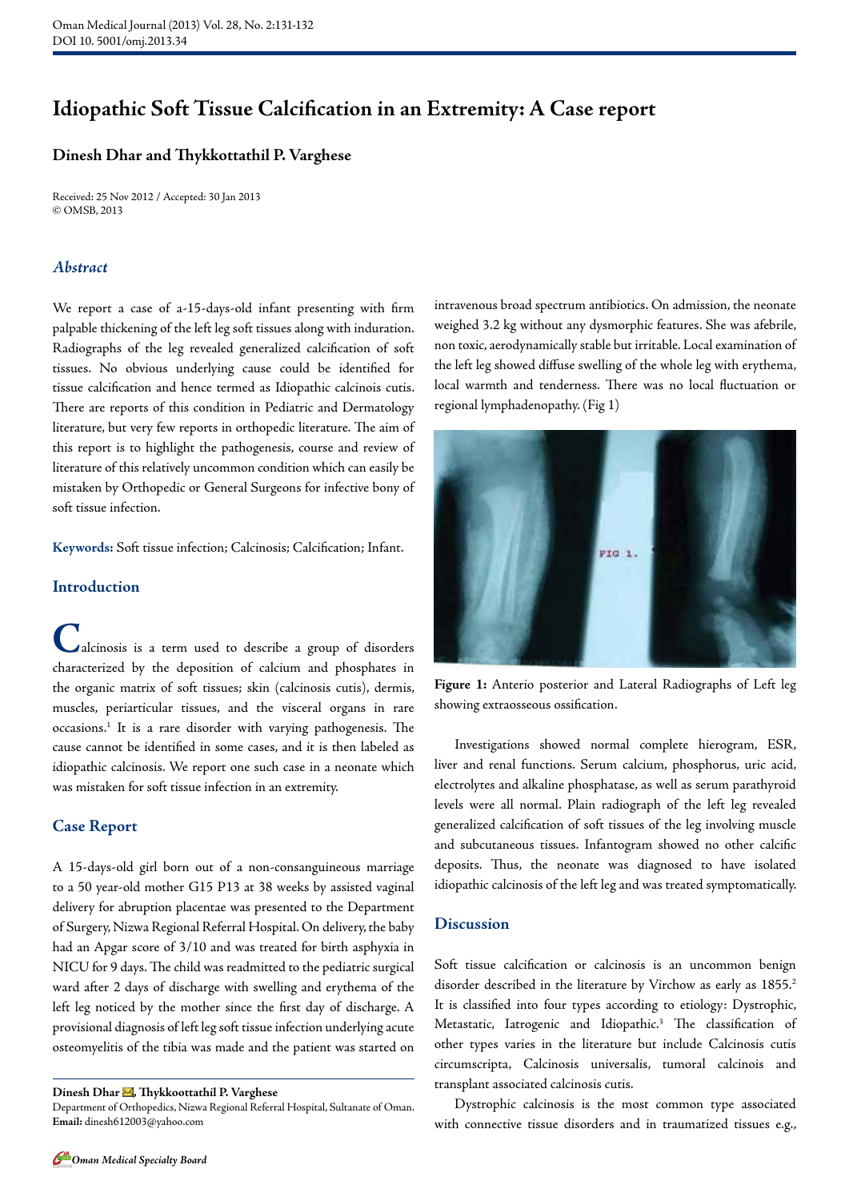#  Idiopathic Soft Tissue Calcification in an Extremity: A Case report

**Dinesh Dhar and Thykkottathil P. Varghese**

Received: 25 Nov 2012 / Accepted: 30 Jan 2013
© OMSB, 2013

## *Abstract*

We report a case of a-15-days-old infant presenting with firm palpable thickening of the left leg soft tissues along with induration. Radiographs of the leg revealed generalized calcification of soft tissues. No obvious underlying cause could be identified for tissue calcification and hence termed as Idiopathic calcinois cutis. There are reports of this condition in Pediatric and Dermatology literature, but very few reports in orthopedic literature. The aim of this report is to highlight the pathogenesis, course and review of literature of this relatively uncommon condition which can easily be mistaken by Orthopedic or General Surgeons for infective bony of soft tissue infection.

**Keywords:** Soft tissue infection; Calcinosis; Calcification; Infant.

## Introduction

Calcinosis is a term used to describe a group of disorders characterized by the deposition of calcium and phosphates in the organic matrix of soft tissues; skin (calcinosis cutis), dermis, muscles, periarticular tissues, and the visceral organs in rare occasions.[1] It is a rare disorder with varying pathogenesis. The cause cannot be identified in some cases, and it is then labeled as idiopathic calcinosis. We report one such case in a neonate which was mistaken for soft tissue infection in an extremity.

## Case Report

A 15-days-old girl born out of a non-consanguineous marriage to a 50 year-old mother G15 P13 at 38 weeks by assisted vaginal delivery for abruption placentae was presented to the Department of Surgery, Nizwa Regional Referral Hospital. On delivery, the baby had an Apgar score of 3/10 and was treated for birth asphyxia in NICU for 9 days. The child was readmitted to the pediatric surgical ward after 2 days of discharge with swelling and erythema of the left leg noticed by the mother since the first day of discharge. A provisional diagnosis of left leg soft tissue infection underlying acute osteomyelitis of the tibia was made and the patient was started on intravenous broad spectrum antibiotics. On admission, the neonate weighed 3.2 kg without any dysmorphic features. She was afebrile, non toxic, aerodynamically stable but irritable. Local examination of the left leg showed diffuse swelling of the whole leg with erythema, local warmth and tenderness. There was no local fluctuation or regional lymphadenopathy. (Fig 1)

**Figure 1:** Anterio posterior and Lateral Radiographs of Left leg showing extraosseous ossification.

Investigations showed normal complete hierogram, ESR, liver and renal functions. Serum calcium, phosphorus, uric acid, electrolytes and alkaline phosphatase, as well as serum parathyroid levels were all normal. Plain radiograph of the left leg revealed generalized calcification of soft tissues of the leg involving muscle and subcutaneous tissues. Infantogram showed no other calcific deposits. Thus, the neonate was diagnosed to have isolated idiopathic calcinosis of the left leg and was treated symptomatically.

## Discussion

Soft tissue calcification or calcinosis is an uncommon benign disorder described in the literature by Virchow as early as 1855.[2] It is classified into four types according to etiology: Dystrophic, Metastatic, Iatrogenic and Idiopathic.[3] The classification of other types varies in the literature but include Calcinosis cutis circumscripta, Calcinosis universalis, tumoral calcinois and transplant associated calcinosis cutis.

Dystrophic calcinosis is the most common type associated with connective tissue disorders and in traumatized tissues e.g.,

**Dinesh Dhar ✉, Thykkoottathil P. Varghese**
Department of Orthopedics, Nizwa Regional Referral Hospital, Sultanate of Oman.
**Email:** dinesh612003@yahoo.com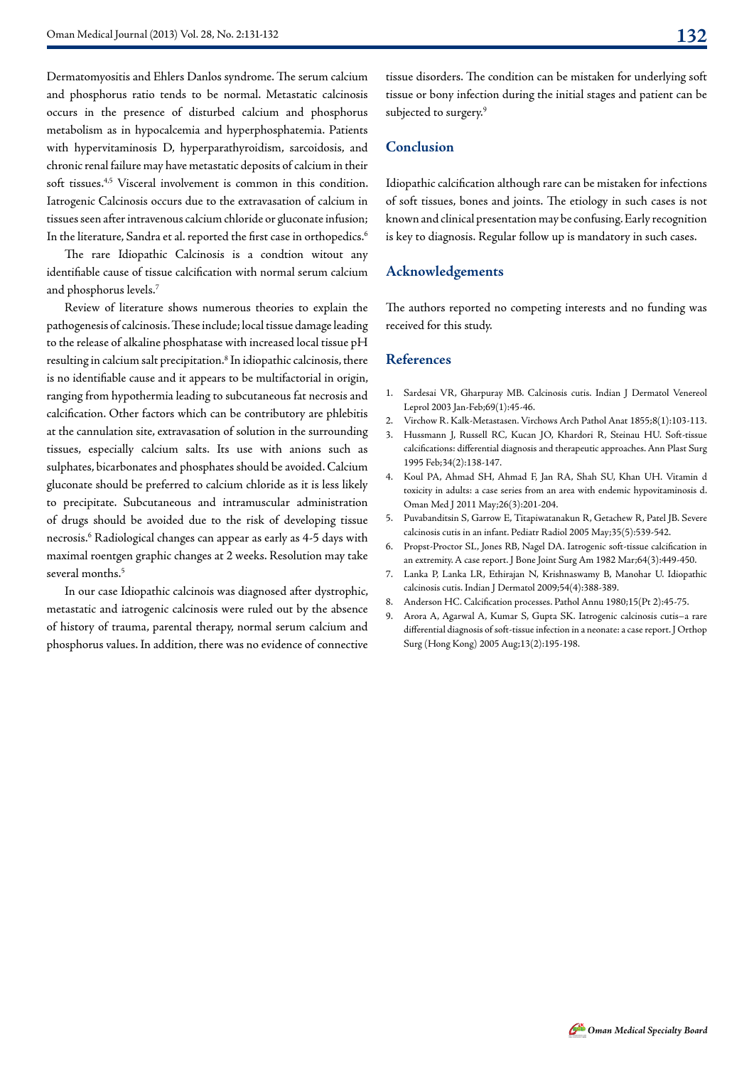Dermatomyositis and Ehlers Danlos syndrome. The serum calcium and phosphorus ratio tends to be normal. Metastatic calcinosis occurs in the presence of disturbed calcium and phosphorus metabolism as in hypocalcemia and hyperphosphatemia. Patients with hypervitaminosis D, hyperparathyroidism, sarcoidosis, and chronic renal failure may have metastatic deposits of calcium in their soft tissues.[4,5] Visceral involvement is common in this condition. Iatrogenic Calcinosis occurs due to the extravasation of calcium in tissues seen after intravenous calcium chloride or gluconate infusion; In the literature, Sandra et al. reported the first case in orthopedics.[6]

The rare Idiopathic Calcinosis is a condtion witout any identifiable cause of tissue calcification with normal serum calcium and phosphorus levels.[7]

Review of literature shows numerous theories to explain the pathogenesis of calcinosis. These include; local tissue damage leading to the release of alkaline phosphatase with increased local tissue pH resulting in calcium salt precipitation.[8] In idiopathic calcinosis, there is no identifiable cause and it appears to be multifactorial in origin, ranging from hypothermia leading to subcutaneous fat necrosis and calcification. Other factors which can be contributory are phlebitis at the cannulation site, extravasation of solution in the surrounding tissues, especially calcium salts. Its use with anions such as sulphates, bicarbonates and phosphates should be avoided. Calcium gluconate should be preferred to calcium chloride as it is less likely to precipitate. Subcutaneous and intramuscular administration of drugs should be avoided due to the risk of developing tissue necrosis.[6] Radiological changes can appear as early as 4-5 days with maximal roentgen graphic changes at 2 weeks. Resolution may take several months.[5]

In our case Idiopathic calcinois was diagnosed after dystrophic, metastatic and iatrogenic calcinosis were ruled out by the absence of history of trauma, parental therapy, normal serum calcium and phosphorus values. In addition, there was no evidence of connective tissue disorders. The condition can be mistaken for underlying soft tissue or bony infection during the initial stages and patient can be subjected to surgery.[9]

## Conclusion

Idiopathic calcification although rare can be mistaken for infections of soft tissues, bones and joints. The etiology in such cases is not known and clinical presentation may be confusing. Early recognition is key to diagnosis. Regular follow up is mandatory in such cases.

## Acknowledgements

The authors reported no competing interests and no funding was received for this study.

## References

1. Sardesai VR, Gharpuray MB. Calcinosis cutis. Indian J Dermatol Venereol Leprol 2003 Jan-Feb;69(1):45-46.
2. Virchow R. Kalk-Metastasen. Virchows Arch Pathol Anat 1855;8(1):103-113.
3. Hussmann J, Russell RC, Kucan JO, Khardori R, Steinau HU. Soft-tissue calcifications: differential diagnosis and therapeutic approaches. Ann Plast Surg 1995 Feb;34(2):138-147.
4. Koul PA, Ahmad SH, Ahmad F, Jan RA, Shah SU, Khan UH. Vitamin d toxicity in adults: a case series from an area with endemic hypovitaminosis d. Oman Med J 2011 May;26(3):201-204.
5. Puvabanditsin S, Garrow E, Titapiwatanakun R, Getachew R, Patel JB. Severe calcinosis cutis in an infant. Pediatr Radiol 2005 May;35(5):539-542.
6. Propst-Proctor SL, Jones RB, Nagel DA. Iatrogenic soft-tissue calcification in an extremity. A case report. J Bone Joint Surg Am 1982 Mar;64(3):449-450.
7. Lanka P, Lanka LR, Ethirajan N, Krishnaswamy B, Manohar U. Idiopathic calcinosis cutis. Indian J Dermatol 2009;54(4):388-389.
8. Anderson HC. Calcification processes. Pathol Annu 1980;15(Pt 2):45-75.
9. Arora A, Agarwal A, Kumar S, Gupta SK. Iatrogenic calcinosis cutis–a rare differential diagnosis of soft-tissue infection in a neonate: a case report. J Orthop Surg (Hong Kong) 2005 Aug;13(2):195-198.